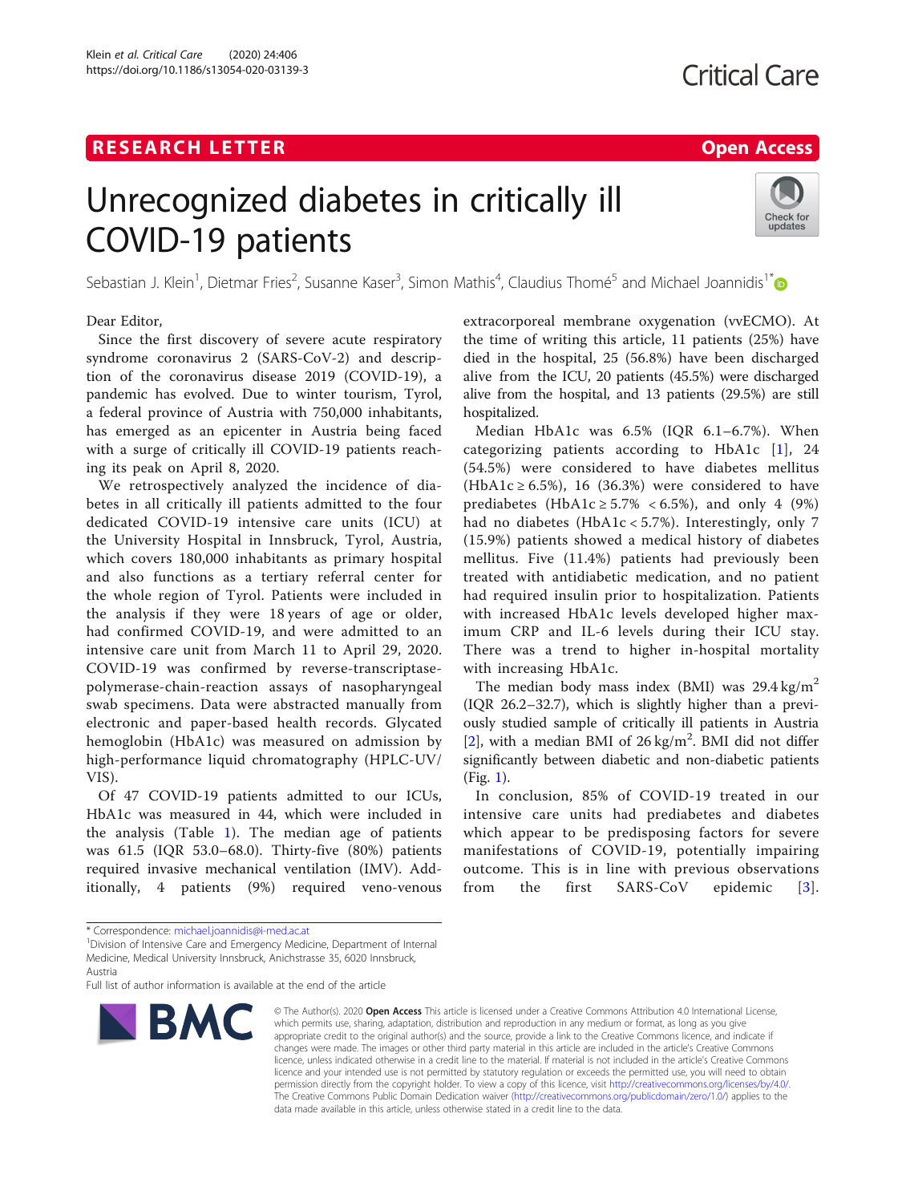RESEARCH LETTER

Open Access

# Unrecognized diabetes in critically ill COVID-19 patients

Sebastian J. Klein[1], Dietmar Fries[2], Susanne Kaser[3], Simon Mathis[4], Claudius Thomé[5] and Michael Joannidis[1*]

Dear Editor,

Since the first discovery of severe acute respiratory syndrome coronavirus 2 (SARS-CoV-2) and description of the coronavirus disease 2019 (COVID-19), a pandemic has evolved. Due to winter tourism, Tyrol, a federal province of Austria with 750,000 inhabitants, has emerged as an epicenter in Austria being faced with a surge of critically ill COVID-19 patients reaching its peak on April 8, 2020.

We retrospectively analyzed the incidence of diabetes in all critically ill patients admitted to the four dedicated COVID-19 intensive care units (ICU) at the University Hospital in Innsbruck, Tyrol, Austria, which covers 180,000 inhabitants as primary hospital and also functions as a tertiary referral center for the whole region of Tyrol. Patients were included in the analysis if they were 18 years of age or older, had confirmed COVID-19, and were admitted to an intensive care unit from March 11 to April 29, 2020. COVID-19 was confirmed by reverse-transcriptase-polymerase-chain-reaction assays of nasopharyngeal swab specimens. Data were abstracted manually from electronic and paper-based health records. Glycated hemoglobin (HbA1c) was measured on admission by high-performance liquid chromatography (HPLC-UV/VIS).

Of 47 COVID-19 patients admitted to our ICUs, HbA1c was measured in 44, which were included in the analysis (Table 1). The median age of patients was 61.5 (IQR 53.0–68.0). Thirty-five (80%) patients required invasive mechanical ventilation (IMV). Additionally, 4 patients (9%) required veno-venous extracorporeal membrane oxygenation (vvECMO). At the time of writing this article, 11 patients (25%) have died in the hospital, 25 (56.8%) have been discharged alive from the ICU, 20 patients (45.5%) were discharged alive from the hospital, and 13 patients (29.5%) are still hospitalized.

Median HbA1c was 6.5% (IQR 6.1–6.7%). When categorizing patients according to HbA1c [1], 24 (54.5%) were considered to have diabetes mellitus (HbA1c ≥ 6.5%), 16 (36.3%) were considered to have prediabetes (HbA1c ≥ 5.7% < 6.5%), and only 4 (9%) had no diabetes (HbA1c < 5.7%). Interestingly, only 7 (15.9%) patients showed a medical history of diabetes mellitus. Five (11.4%) patients had previously been treated with antidiabetic medication, and no patient had required insulin prior to hospitalization. Patients with increased HbA1c levels developed higher maximum CRP and IL-6 levels during their ICU stay. There was a trend to higher in-hospital mortality with increasing HbA1c.

The median body mass index (BMI) was 29.4 kg/m$^2$ (IQR 26.2–32.7), which is slightly higher than a previously studied sample of critically ill patients in Austria [2], with a median BMI of 26 kg/m$^2$. BMI did not differ significantly between diabetic and non-diabetic patients (Fig. 1).

In conclusion, 85% of COVID-19 treated in our intensive care units had prediabetes and diabetes which appear to be predisposing factors for severe manifestations of COVID-19, potentially impairing outcome. This is in line with previous observations from the first SARS-CoV epidemic [3].

\* Correspondence: michael.joannidis@i-med.ac.at
[1]Division of Intensive Care and Emergency Medicine, Department of Internal Medicine, Medical University Innsbruck, Anichstrasse 35, 6020 Innsbruck, Austria
Full list of author information is available at the end of the article

© The Author(s). 2020 **Open Access** This article is licensed under a Creative Commons Attribution 4.0 International License, which permits use, sharing, adaptation, distribution and reproduction in any medium or format, as long as you give appropriate credit to the original author(s) and the source, provide a link to the Creative Commons licence, and indicate if changes were made. The images or other third party material in this article are included in the article's Creative Commons licence, unless indicated otherwise in a credit line to the material. If material is not included in the article's Creative Commons licence and your intended use is not permitted by statutory regulation or exceeds the permitted use, you will need to obtain permission directly from the copyright holder. To view a copy of this licence, visit http://creativecommons.org/licenses/by/4.0/. The Creative Commons Public Domain Dedication waiver (http://creativecommons.org/publicdomain/zero/1.0/) applies to the data made available in this article, unless otherwise stated in a credit line to the data.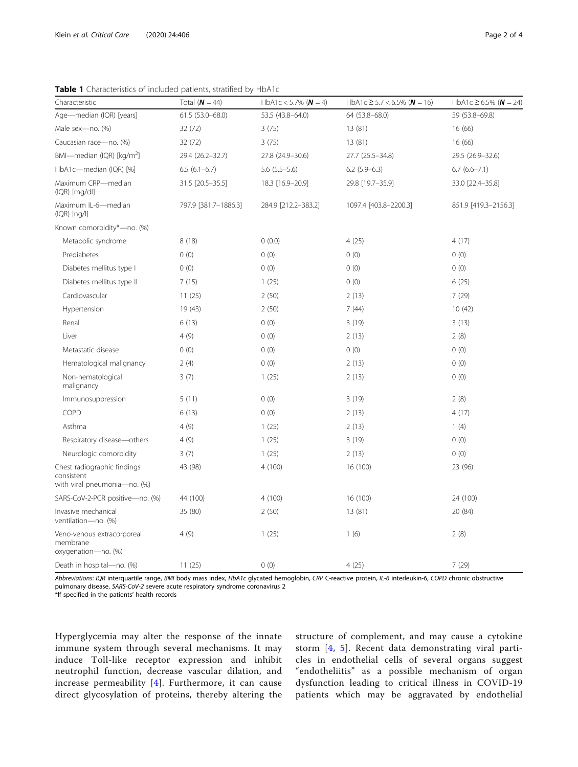**Table 1** Characteristics of included patients, stratified by HbA1c

| Characteristic | Total (**N** = 44) | HbA1c < 5.7% (**N** = 4) | HbA1c ≥ 5.7 < 6.5% (**N** = 16) | HbA1c ≥ 6.5% (**N** = 24) |
|---|---|---|---|---|
| Age—median (IQR) [years] | 61.5 (53.0–68.0) | 53.5 (43.8–64.0) | 64 (53.8–68.0) | 59 (53.8–69.8) |
| Male sex—no. (%) | 32 (72) | 3 (75) | 13 (81) | 16 (66) |
| Caucasian race—no. (%) | 32 (72) | 3 (75) | 13 (81) | 16 (66) |
| BMI—median (IQR) [kg/m$^2$] | 29.4 (26.2–32.7) | 27.8 (24.9–30.6) | 27.7 (25.5–34.8) | 29.5 (26.9–32.6) |
| HbA1c—median (IQR) [%] | 6.5 (6.1–6.7) | 5.6 (5.5–5.6) | 6.2 (5.9–6.3) | 6.7 (6.6–7.1) |
| Maximum CRP—median (IQR) [mg/dl] | 31.5 [20.5–35.5] | 18.3 [16.9–20.9] | 29.8 [19.7–35.9] | 33.0 [22.4–35.8] |
| Maximum IL-6—median (IQR) [ng/l] | 797.9 [381.7–1886.3] | 284.9 [212.2–383.2] | 1097.4 [403.8–2200.3] | 851.9 [419.3–2156.3] |
| Known comorbidity*—no. (%) | | | | |
| Metabolic syndrome | 8 (18) | 0 (0.0) | 4 (25) | 4 (17) |
| Prediabetes | 0 (0) | 0 (0) | 0 (0) | 0 (0) |
| Diabetes mellitus type I | 0 (0) | 0 (0) | 0 (0) | 0 (0) |
| Diabetes mellitus type II | 7 (15) | 1 (25) | 0 (0) | 6 (25) |
| Cardiovascular | 11 (25) | 2 (50) | 2 (13) | 7 (29) |
| Hypertension | 19 (43) | 2 (50) | 7 (44) | 10 (42) |
| Renal | 6 (13) | 0 (0) | 3 (19) | 3 (13) |
| Liver | 4 (9) | 0 (0) | 2 (13) | 2 (8) |
| Metastatic disease | 0 (0) | 0 (0) | 0 (0) | 0 (0) |
| Hematological malignancy | 2 (4) | 0 (0) | 2 (13) | 0 (0) |
| Non-hematological malignancy | 3 (7) | 1 (25) | 2 (13) | 0 (0) |
| Immunosuppression | 5 (11) | 0 (0) | 3 (19) | 2 (8) |
| COPD | 6 (13) | 0 (0) | 2 (13) | 4 (17) |
| Asthma | 4 (9) | 1 (25) | 2 (13) | 1 (4) |
| Respiratory disease—others | 4 (9) | 1 (25) | 3 (19) | 0 (0) |
| Neurologic comorbidity | 3 (7) | 1 (25) | 2 (13) | 0 (0) |
| Chest radiographic findings consistent with viral pneumonia—no. (%) | 43 (98) | 4 (100) | 16 (100) | 23 (96) |
| SARS-CoV-2-PCR positive—no. (%) | 44 (100) | 4 (100) | 16 (100) | 24 (100) |
| Invasive mechanical ventilation—no. (%) | 35 (80) | 2 (50) | 13 (81) | 20 (84) |
| Veno-venous extracorporeal membrane oxygenation—no. (%) | 4 (9) | 1 (25) | 1 (6) | 2 (8) |
| Death in hospital—no. (%) | 11 (25) | 0 (0) | 4 (25) | 7 (29) |

*Abbreviations*: *IQR* interquartile range, *BMI* body mass index, *HbA1c* glycated hemoglobin, *CRP* C-reactive protein, *IL-6* interleukin-6, *COPD* chronic obstructive pulmonary disease, *SARS-CoV-2* severe acute respiratory syndrome coronavirus 2

*If specified in the patients' health records

Hyperglycemia may alter the response of the innate immune system through several mechanisms. It may induce Toll-like receptor expression and inhibit neutrophil function, decrease vascular dilation, and increase permeability [4]. Furthermore, it can cause direct glycosylation of proteins, thereby altering the structure of complement, and may cause a cytokine storm [4, 5]. Recent data demonstrating viral particles in endothelial cells of several organs suggest "endotheliitis" as a possible mechanism of organ dysfunction leading to critical illness in COVID-19 patients which may be aggravated by endothelial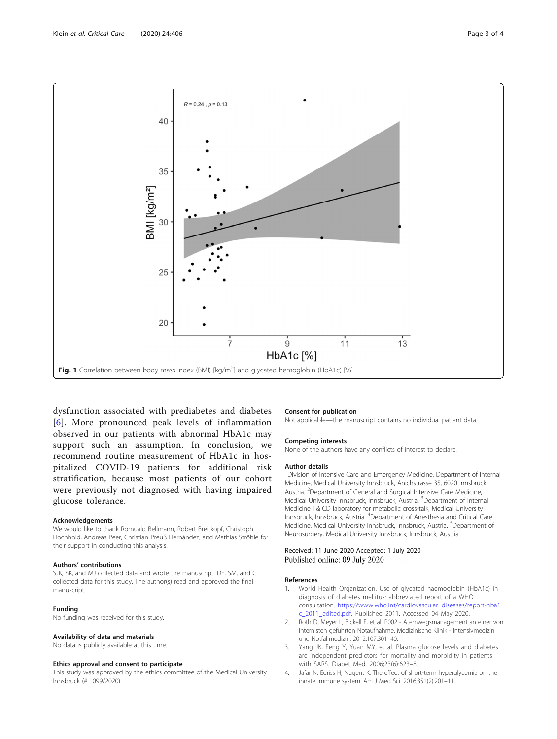**Fig. 1** Correlation between body mass index (BMI) [kg/m$^2$] and glycated hemoglobin (HbA1c) [%]

dysfunction associated with prediabetes and diabetes [6]. More pronounced peak levels of inflammation observed in our patients with abnormal HbA1c may support such an assumption. In conclusion, we recommend routine measurement of HbA1c in hospitalized COVID-19 patients for additional risk stratification, because most patients of our cohort were previously not diagnosed with having impaired glucose tolerance.

### Acknowledgements

We would like to thank Romuald Bellmann, Robert Breitkopf, Christoph Hochhold, Andreas Peer, Christian Preuß Hernández, and Mathias Ströhle for their support in conducting this analysis.

### Authors' contributions

SJK, SK, and MJ collected data and wrote the manuscript. DF, SM, and CT collected data for this study. The author(s) read and approved the final manuscript.

### Funding

No funding was received for this study.

### Availability of data and materials

No data is publicly available at this time.

### Ethics approval and consent to participate

This study was approved by the ethics committee of the Medical University Innsbruck (# 1099/2020).

### Consent for publication

Not applicable—the manuscript contains no individual patient data.

### Competing interests

None of the authors have any conflicts of interest to declare.

### Author details

[1]Division of Intensive Care and Emergency Medicine, Department of Internal Medicine, Medical University Innsbruck, Anichstrasse 35, 6020 Innsbruck, Austria. [2]Department of General and Surgical Intensive Care Medicine, Medical University Innsbruck, Innsbruck, Austria. [3]Department of Internal Medicine I & CD laboratory for metabolic cross-talk, Medical University Innsbruck, Innsbruck, Austria. [4]Department of Anesthesia and Critical Care Medicine, Medical University Innsbruck, Innsbruck, Austria. [5]Department of Neurosurgery, Medical University Innsbruck, Innsbruck, Austria.

Received: 11 June 2020 Accepted: 1 July 2020
Published online: 09 July 2020

### References

1. World Health Organization. Use of glycated haemoglobin (HbA1c) in diagnosis of diabetes mellitus: abbreviated report of a WHO consultation. https://www.who.int/cardiovascular_diseases/report-hba1c_2011_edited.pdf. Published 2011. Accessed 04 May 2020.
2. Roth D, Meyer L, Bickell F, et al. P002 - Atemwegsmanagement an einer von Internisten geführten Notaufnahme. Medizinische Klinik - Intensivmedizin und Notfallmedizin. 2012;107:301–40.
3. Yang JK, Feng Y, Yuan MY, et al. Plasma glucose levels and diabetes are independent predictors for mortality and morbidity in patients with SARS. Diabet Med. 2006;23(6):623–8.
4. Jafar N, Edriss H, Nugent K. The effect of short-term hyperglycemia on the innate immune system. Am J Med Sci. 2016;351(2):201–11.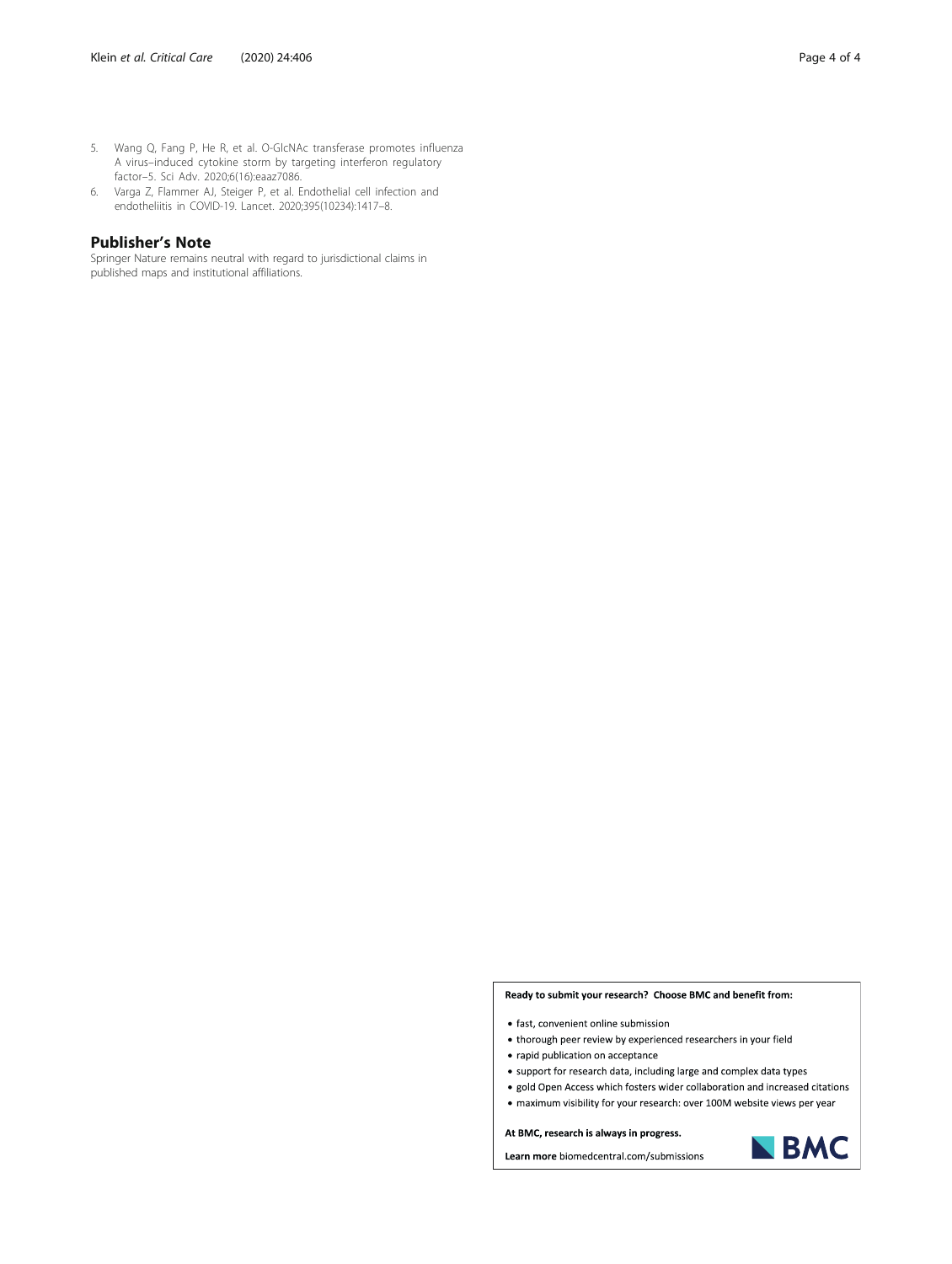5. Wang Q, Fang P, He R, et al. O-GlcNAc transferase promotes influenza A virus–induced cytokine storm by targeting interferon regulatory factor–5. Sci Adv. 2020;6(16):eaaz7086.
6. Varga Z, Flammer AJ, Steiger P, et al. Endothelial cell infection and endotheliitis in COVID-19. Lancet. 2020;395(10234):1417–8.

## Publisher's Note

Springer Nature remains neutral with regard to jurisdictional claims in published maps and institutional affiliations.

**Ready to submit your research? Choose BMC and benefit from:**

- fast, convenient online submission
- thorough peer review by experienced researchers in your field
- rapid publication on acceptance
- support for research data, including large and complex data types
- gold Open Access which fosters wider collaboration and increased citations
- maximum visibility for your research: over 100M website views per year

**At BMC, research is always in progress.**

**Learn more** biomedcentral.com/submissions

BMC